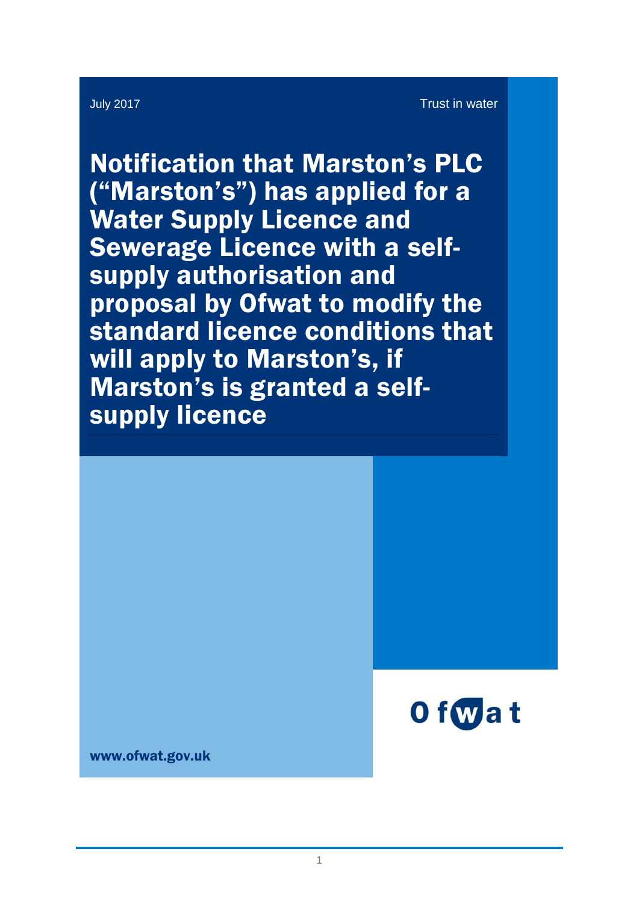July 2017

Trust in water

# Notification that Marston's PLC ("Marston's") has applied for a Water Supply Licence and Sewerage Licence with a self-supply authorisation and proposal by Ofwat to modify the standard licence conditions that will apply to Marston's, if Marston's is granted a self-supply licence

Ofwat

www.ofwat.gov.uk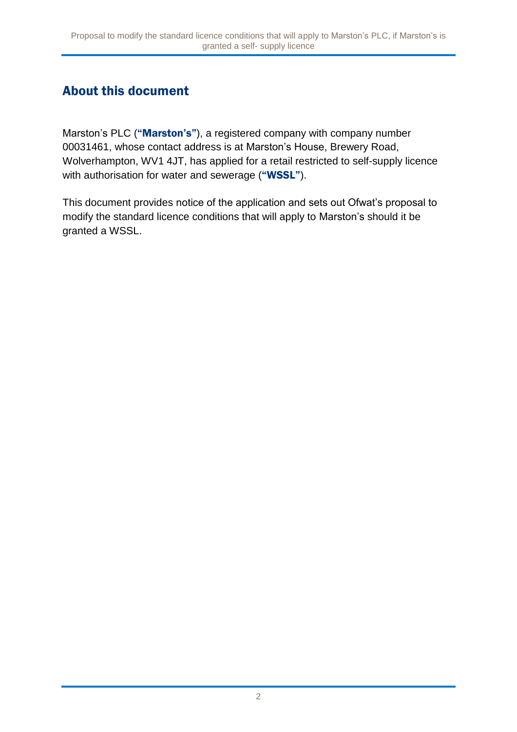## About this document

Marston's PLC (**"Marston's"**), a registered company with company number 00031461, whose contact address is at Marston's House, Brewery Road, Wolverhampton, WV1 4JT, has applied for a retail restricted to self-supply licence with authorisation for water and sewerage (**"WSSL"**).

This document provides notice of the application and sets out Ofwat's proposal to modify the standard licence conditions that will apply to Marston's should it be granted a WSSL.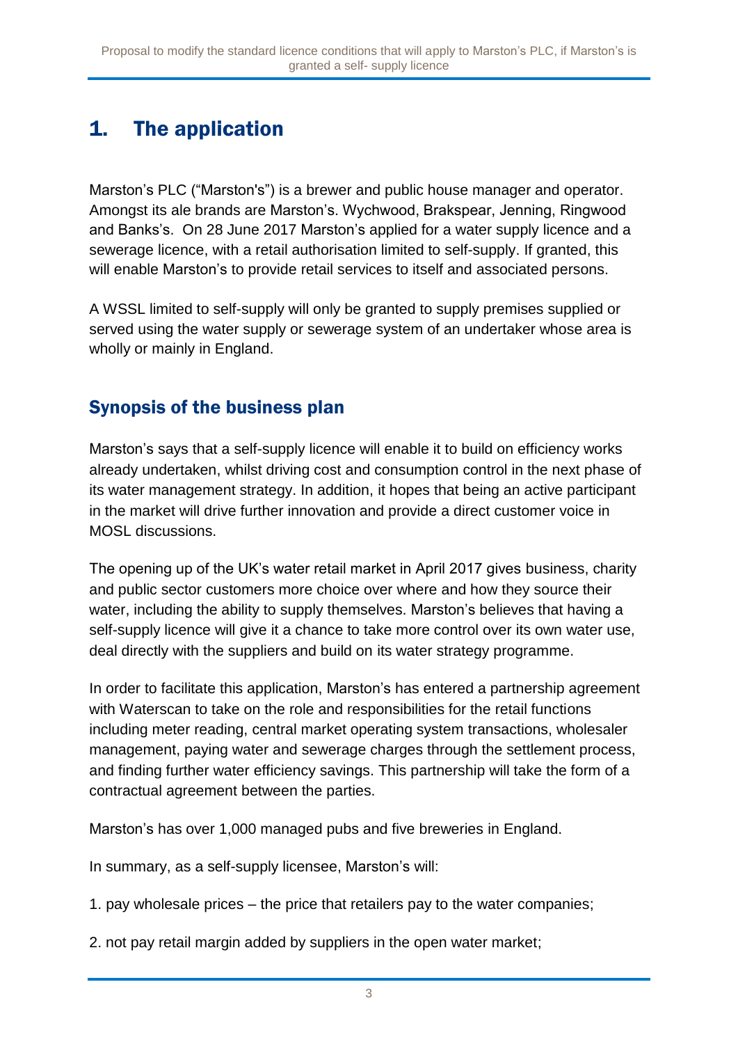# 1. The application

Marston's PLC ("Marston's") is a brewer and public house manager and operator. Amongst its ale brands are Marston's. Wychwood, Brakspear, Jenning, Ringwood and Banks's. On 28 June 2017 Marston's applied for a water supply licence and a sewerage licence, with a retail authorisation limited to self-supply. If granted, this will enable Marston's to provide retail services to itself and associated persons.

A WSSL limited to self-supply will only be granted to supply premises supplied or served using the water supply or sewerage system of an undertaker whose area is wholly or mainly in England.

## Synopsis of the business plan

Marston's says that a self-supply licence will enable it to build on efficiency works already undertaken, whilst driving cost and consumption control in the next phase of its water management strategy. In addition, it hopes that being an active participant in the market will drive further innovation and provide a direct customer voice in MOSL discussions.

The opening up of the UK's water retail market in April 2017 gives business, charity and public sector customers more choice over where and how they source their water, including the ability to supply themselves. Marston's believes that having a self-supply licence will give it a chance to take more control over its own water use, deal directly with the suppliers and build on its water strategy programme.

In order to facilitate this application, Marston's has entered a partnership agreement with Waterscan to take on the role and responsibilities for the retail functions including meter reading, central market operating system transactions, wholesaler management, paying water and sewerage charges through the settlement process, and finding further water efficiency savings. This partnership will take the form of a contractual agreement between the parties.

Marston's has over 1,000 managed pubs and five breweries in England.

In summary, as a self-supply licensee, Marston's will:

1. pay wholesale prices – the price that retailers pay to the water companies;

2. not pay retail margin added by suppliers in the open water market;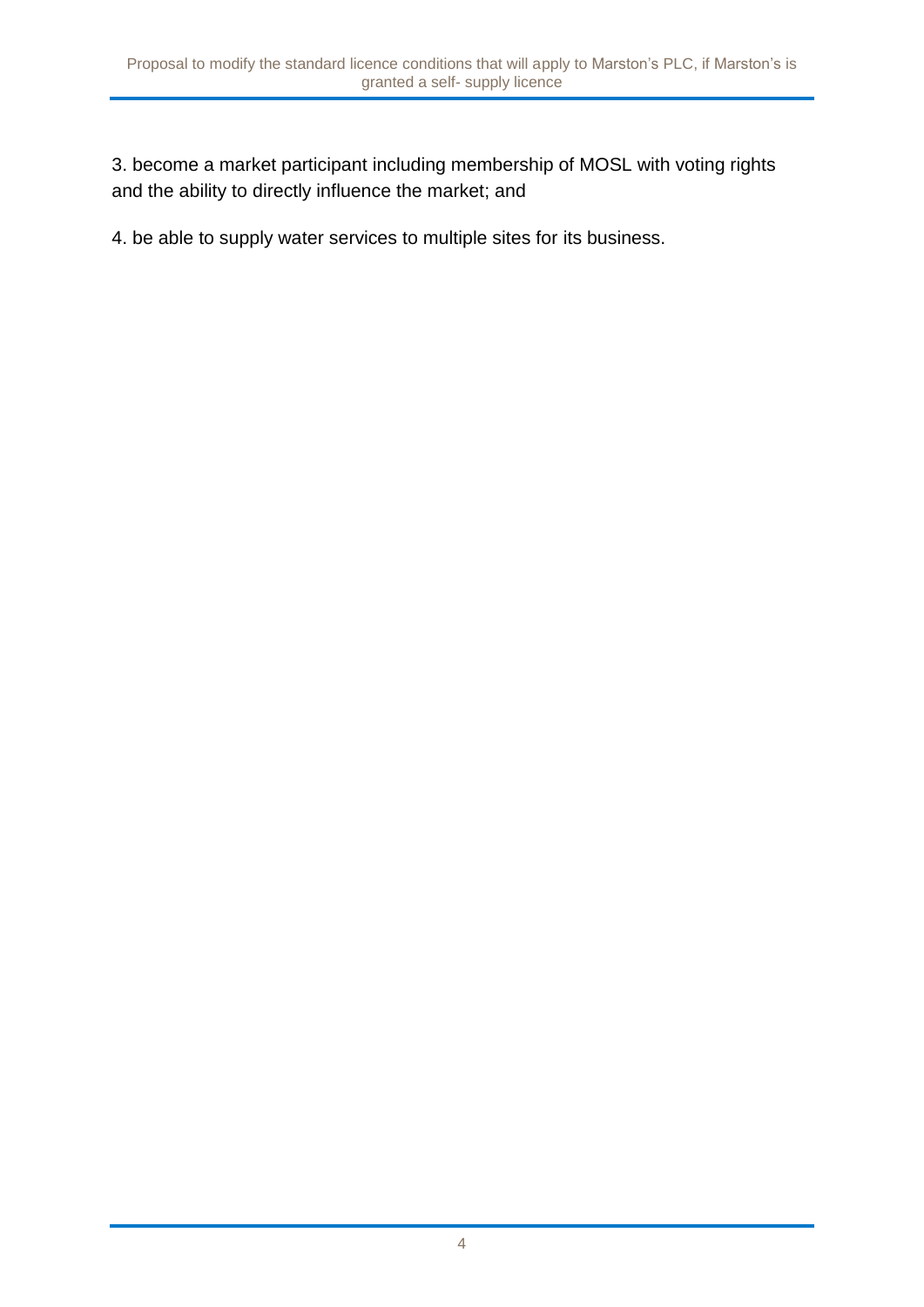3. become a market participant including membership of MOSL with voting rights and the ability to directly influence the market; and

4. be able to supply water services to multiple sites for its business.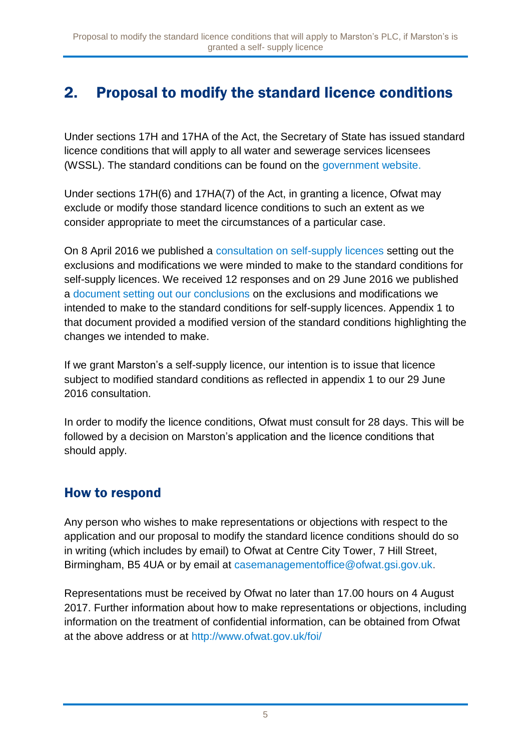## 2. Proposal to modify the standard licence conditions

Under sections 17H and 17HA of the Act, the Secretary of State has issued standard licence conditions that will apply to all water and sewerage services licensees (WSSL). The standard conditions can be found on the government website.

Under sections 17H(6) and 17HA(7) of the Act, in granting a licence, Ofwat may exclude or modify those standard licence conditions to such an extent as we consider appropriate to meet the circumstances of a particular case.

On 8 April 2016 we published a consultation on self-supply licences setting out the exclusions and modifications we were minded to make to the standard conditions for self-supply licences. We received 12 responses and on 29 June 2016 we published a document setting out our conclusions on the exclusions and modifications we intended to make to the standard conditions for self-supply licences. Appendix 1 to that document provided a modified version of the standard conditions highlighting the changes we intended to make.

If we grant Marston's a self-supply licence, our intention is to issue that licence subject to modified standard conditions as reflected in appendix 1 to our 29 June 2016 consultation.

In order to modify the licence conditions, Ofwat must consult for 28 days. This will be followed by a decision on Marston's application and the licence conditions that should apply.

### How to respond

Any person who wishes to make representations or objections with respect to the application and our proposal to modify the standard licence conditions should do so in writing (which includes by email) to Ofwat at Centre City Tower, 7 Hill Street, Birmingham, B5 4UA or by email at casemanagementoffice@ofwat.gsi.gov.uk.

Representations must be received by Ofwat no later than 17.00 hours on 4 August 2017. Further information about how to make representations or objections, including information on the treatment of confidential information, can be obtained from Ofwat at the above address or at http://www.ofwat.gov.uk/foi/